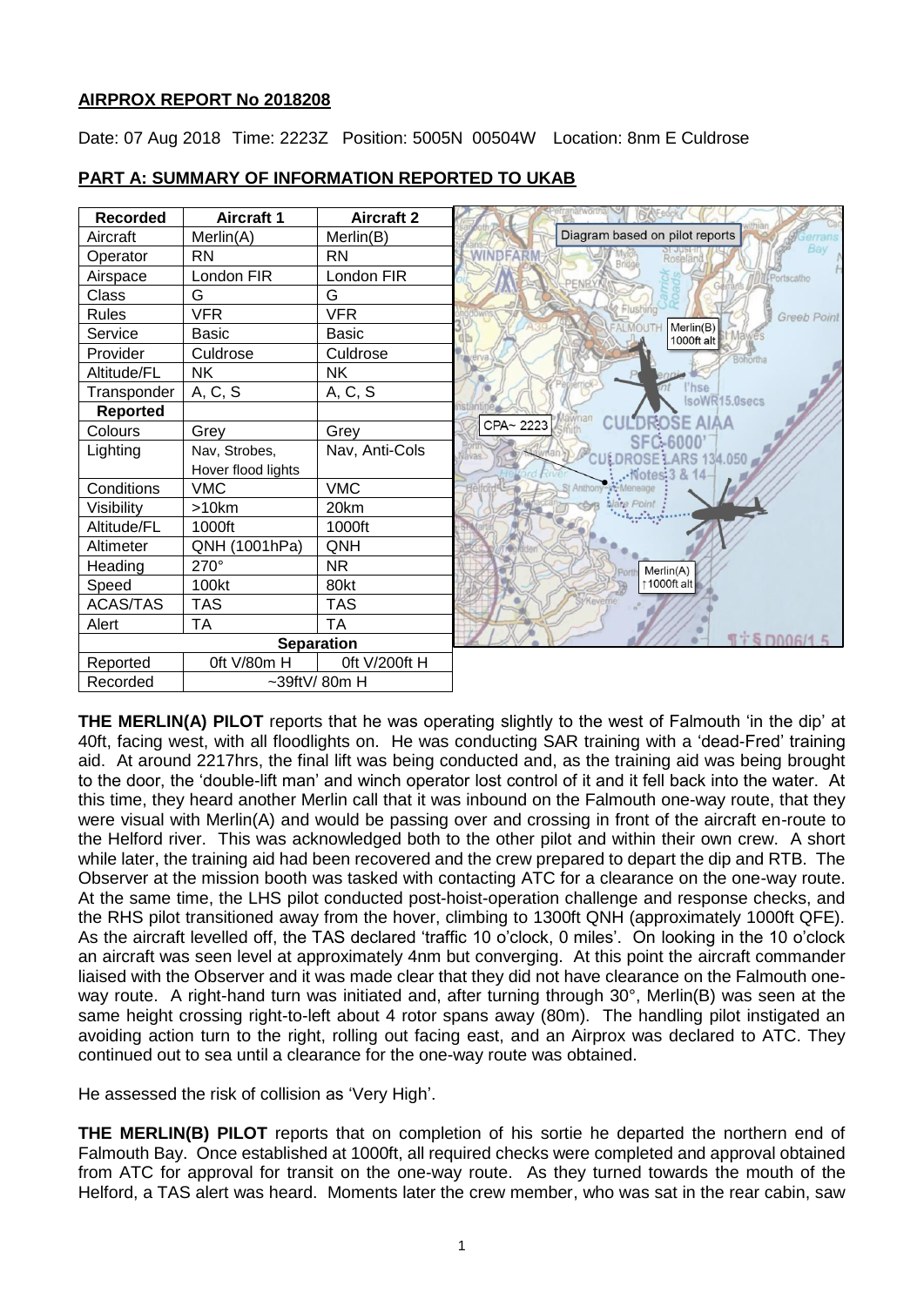## AIRPROX REPORT No 2018208

Date: 07 Aug 2018 Time: 2223Z Position: 5005N 00504W Location: 8nm E Culdrose

## PART A: SUMMARY OF INFORMATION REPORTED TO UKAB

| Recorded | Aircraft 1 | Aircraft 2 |
|---|---|---|
| Aircraft | Merlin(A) | Merlin(B) |
| Operator | RN | RN |
| Airspace | London FIR | London FIR |
| Class | G | G |
| Rules | VFR | VFR |
| Service | Basic | Basic |
| Provider | Culdrose | Culdrose |
| Altitude/FL | NK | NK |
| Transponder | A, C, S | A, C, S |
| **Reported** | | |
| Colours | Grey | Grey |
| Lighting | Nav, Strobes, Hover flood lights | Nav, Anti-Cols |
| Conditions | VMC | VMC |
| Visibility | >10km | 20km |
| Altitude/FL | 1000ft | 1000ft |
| Altimeter | QNH (1001hPa) | QNH |
| Heading | 270° | NR |
| Speed | 100kt | 80kt |
| ACAS/TAS | TAS | TAS |
| Alert | TA | TA |
| **Separation** | | |
| Reported | 0ft V/80m H | 0ft V/200ft H |
| Recorded | ~39ftV/ 80m H | |

**THE MERLIN(A) PILOT** reports that he was operating slightly to the west of Falmouth 'in the dip' at 40ft, facing west, with all floodlights on. He was conducting SAR training with a 'dead-Fred' training aid. At around 2217hrs, the final lift was being conducted and, as the training aid was being brought to the door, the 'double-lift man' and winch operator lost control of it and it fell back into the water. At this time, they heard another Merlin call that it was inbound on the Falmouth one-way route, that they were visual with Merlin(A) and would be passing over and crossing in front of the aircraft en-route to the Helford river. This was acknowledged both to the other pilot and within their own crew. A short while later, the training aid had been recovered and the crew prepared to depart the dip and RTB. The Observer at the mission booth was tasked with contacting ATC for a clearance on the one-way route. At the same time, the LHS pilot conducted post-hoist-operation challenge and response checks, and the RHS pilot transitioned away from the hover, climbing to 1300ft QNH (approximately 1000ft QFE). As the aircraft levelled off, the TAS declared 'traffic 10 o'clock, 0 miles'. On looking in the 10 o'clock an aircraft was seen level at approximately 4nm but converging. At this point the aircraft commander liaised with the Observer and it was made clear that they did not have clearance on the Falmouth one-way route. A right-hand turn was initiated and, after turning through 30°, Merlin(B) was seen at the same height crossing right-to-left about 4 rotor spans away (80m). The handling pilot instigated an avoiding action turn to the right, rolling out facing east, and an Airprox was declared to ATC. They continued out to sea until a clearance for the one-way route was obtained.

He assessed the risk of collision as 'Very High'.

**THE MERLIN(B) PILOT** reports that on completion of his sortie he departed the northern end of Falmouth Bay. Once established at 1000ft, all required checks were completed and approval obtained from ATC for approval for transit on the one-way route. As they turned towards the mouth of the Helford, a TAS alert was heard. Moments later the crew member, who was sat in the rear cabin, saw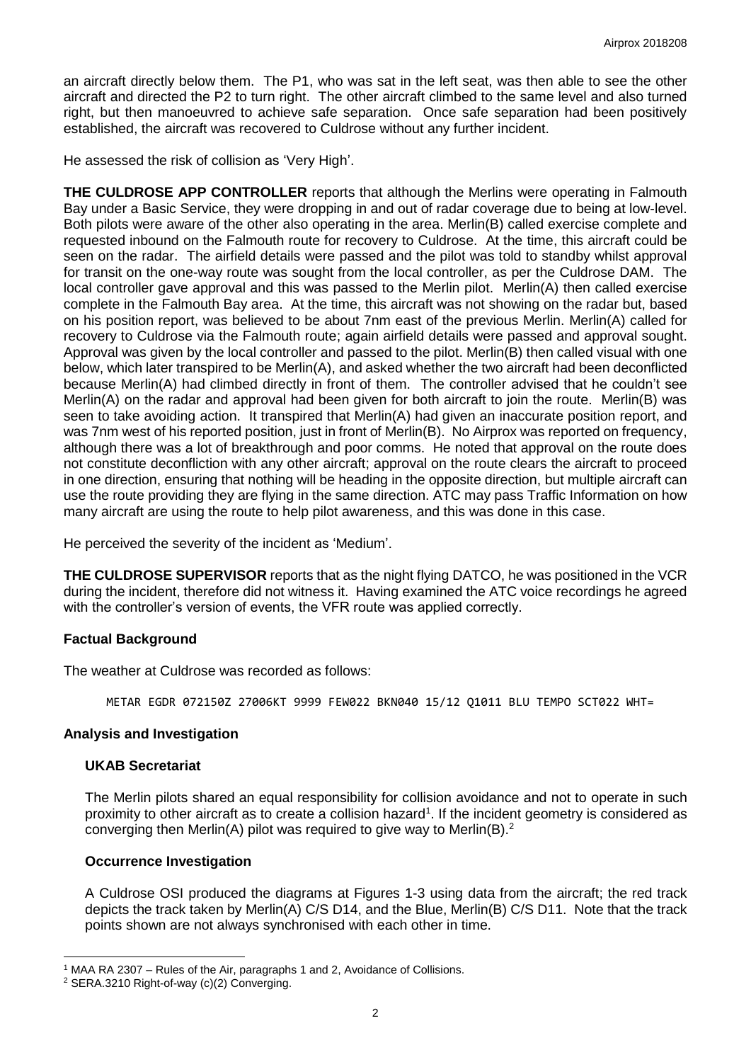an aircraft directly below them. The P1, who was sat in the left seat, was then able to see the other aircraft and directed the P2 to turn right. The other aircraft climbed to the same level and also turned right, but then manoeuvred to achieve safe separation. Once safe separation had been positively established, the aircraft was recovered to Culdrose without any further incident.

He assessed the risk of collision as 'Very High'.

**THE CULDROSE APP CONTROLLER** reports that although the Merlins were operating in Falmouth Bay under a Basic Service, they were dropping in and out of radar coverage due to being at low-level. Both pilots were aware of the other also operating in the area. Merlin(B) called exercise complete and requested inbound on the Falmouth route for recovery to Culdrose. At the time, this aircraft could be seen on the radar. The airfield details were passed and the pilot was told to standby whilst approval for transit on the one-way route was sought from the local controller, as per the Culdrose DAM. The local controller gave approval and this was passed to the Merlin pilot. Merlin(A) then called exercise complete in the Falmouth Bay area. At the time, this aircraft was not showing on the radar but, based on his position report, was believed to be about 7nm east of the previous Merlin. Merlin(A) called for recovery to Culdrose via the Falmouth route; again airfield details were passed and approval sought. Approval was given by the local controller and passed to the pilot. Merlin(B) then called visual with one below, which later transpired to be Merlin(A), and asked whether the two aircraft had been deconflicted because Merlin(A) had climbed directly in front of them. The controller advised that he couldn't see Merlin(A) on the radar and approval had been given for both aircraft to join the route. Merlin(B) was seen to take avoiding action. It transpired that Merlin(A) had given an inaccurate position report, and was 7nm west of his reported position, just in front of Merlin(B). No Airprox was reported on frequency, although there was a lot of breakthrough and poor comms. He noted that approval on the route does not constitute deconfliction with any other aircraft; approval on the route clears the aircraft to proceed in one direction, ensuring that nothing will be heading in the opposite direction, but multiple aircraft can use the route providing they are flying in the same direction. ATC may pass Traffic Information on how many aircraft are using the route to help pilot awareness, and this was done in this case.

He perceived the severity of the incident as 'Medium'.

**THE CULDROSE SUPERVISOR** reports that as the night flying DATCO, he was positioned in the VCR during the incident, therefore did not witness it. Having examined the ATC voice recordings he agreed with the controller's version of events, the VFR route was applied correctly.

## Factual Background

The weather at Culdrose was recorded as follows:

```
METAR EGDR 072150Z 27006KT 9999 FEW022 BKN040 15/12 Q1011 BLU TEMPO SCT022 WHT=
```

## Analysis and Investigation

### UKAB Secretariat

The Merlin pilots shared an equal responsibility for collision avoidance and not to operate in such proximity to other aircraft as to create a collision hazard[1]. If the incident geometry is considered as converging then Merlin(A) pilot was required to give way to Merlin(B).[2]

### Occurrence Investigation

A Culdrose OSI produced the diagrams at Figures 1-3 using data from the aircraft; the red track depicts the track taken by Merlin(A) C/S D14, and the Blue, Merlin(B) C/S D11. Note that the track points shown are not always synchronised with each other in time.

---

[1] MAA RA 2307 – Rules of the Air, paragraphs 1 and 2, Avoidance of Collisions.

[2] SERA.3210 Right-of-way (c)(2) Converging.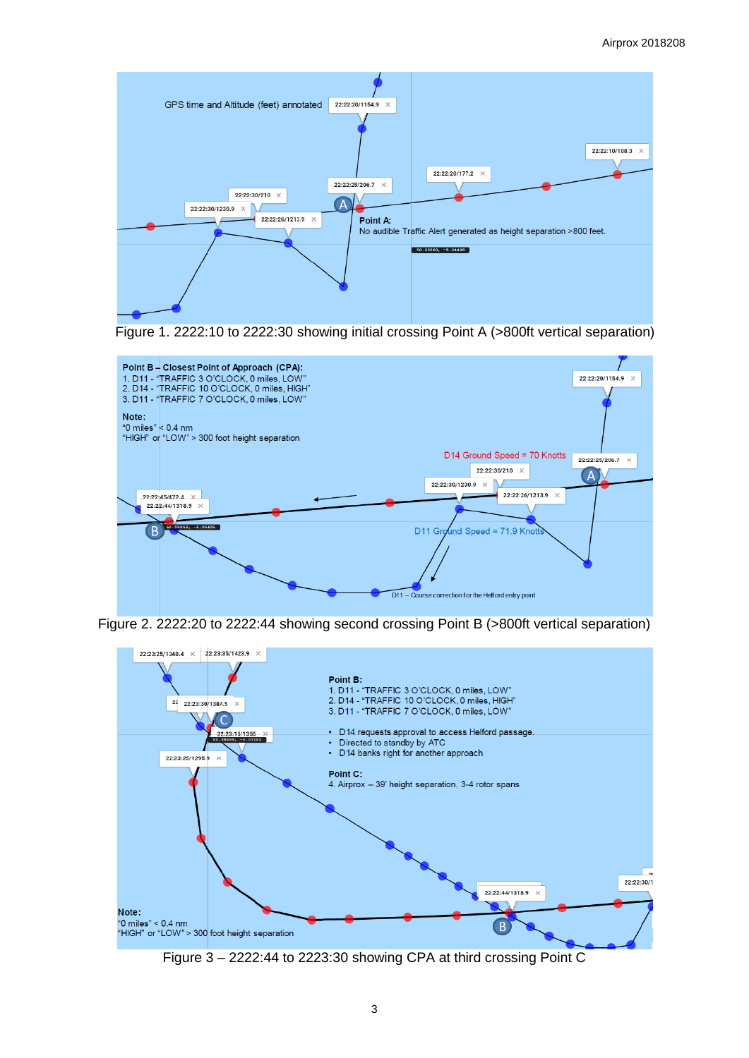GPS time and Altitude (feet) annotated

22:22:20/1154.9

22:22:10/108.3

22:22:20/177.2

22:22:25/206.7

22:22:30/210

22:22:30/1230.9

22:22:26/1213.9

**Point A:**
No audible Traffic Alert generated as height separation >800 feet.

Figure 1. 2222:10 to 2222:30 showing initial crossing Point A (>800ft vertical separation)

**Point B – Closest Point of Approach (CPA):**
1. D11 - "TRAFFIC 3 O'CLOCK, 0 miles, LOW"
2. D14 - "TRAFFIC 10 O'CLOCK, 0 miles, HIGH"
3. D11 - "TRAFFIC 7 O'CLOCK, 0 miles, LOW"

**Note:**
"0 miles" < 0.4 nm
"HIGH" or "LOW" > 300 foot height separation

D14 Ground Speed = 70 Knotts

D11 Ground Speed = 71.9 Knotts

D11 – Course correction for the Helford entry point

22:22:45/472.4

22:22:44/1318.9

Figure 2. 2222:20 to 2222:44 showing second crossing Point B (>800ft vertical separation)

**Point B:**
1. D11 - "TRAFFIC 3 O'CLOCK, 0 miles, LOW"
2. D14 - "TRAFFIC 10 O'CLOCK, 0 miles, HIGH"
3. D11 - "TRAFFIC 7 O'CLOCK, 0 miles, LOW"

- D14 requests approval to access Helford passage.
- Directed to standby by ATC
- D14 banks right for another approach

**Point C:**
4. Airprox – 39' height separation, 3-4 rotor spans

22:23:25/1348.4

22:23:35/1423.9

22:23:30/1384.5

22:23:15/1356

22:23:25/1295.9

22:22:44/1318.9

**Note:**
"0 miles" < 0.4 nm
"HIGH" or "LOW" > 300 foot height separation

Figure 3 – 2222:44 to 2223:30 showing CPA at third crossing Point C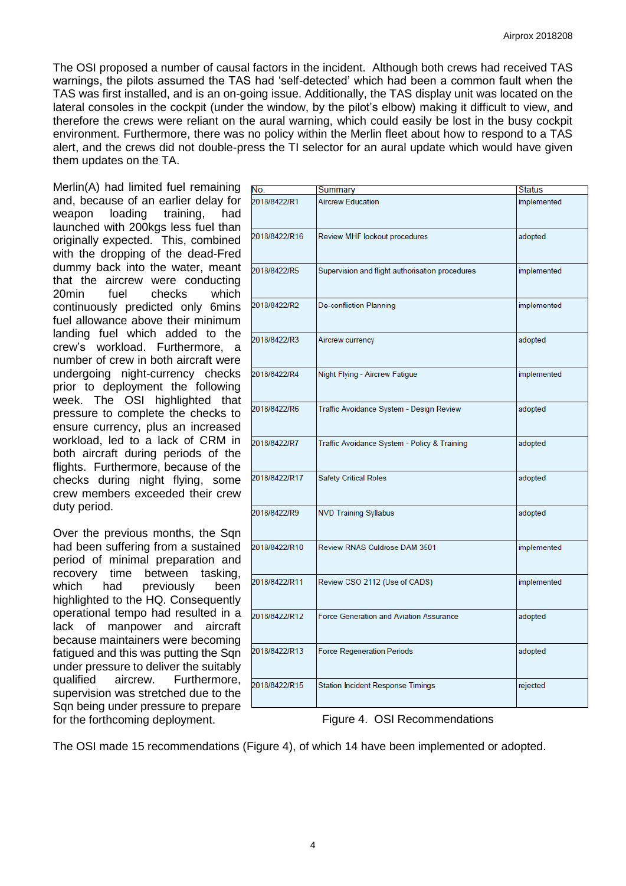The OSI proposed a number of causal factors in the incident. Although both crews had received TAS warnings, the pilots assumed the TAS had 'self-detected' which had been a common fault when the TAS was first installed, and is an on-going issue. Additionally, the TAS display unit was located on the lateral consoles in the cockpit (under the window, by the pilot's elbow) making it difficult to view, and therefore the crews were reliant on the aural warning, which could easily be lost in the busy cockpit environment. Furthermore, there was no policy within the Merlin fleet about how to respond to a TAS alert, and the crews did not double-press the TI selector for an aural update which would have given them updates on the TA.

Merlin(A) had limited fuel remaining and, because of an earlier delay for weapon loading training, had launched with 200kgs less fuel than originally expected. This, combined with the dropping of the dead-Fred dummy back into the water, meant that the aircrew were conducting 20min fuel checks which continuously predicted only 6mins fuel allowance above their minimum landing fuel which added to the crew's workload. Furthermore, a number of crew in both aircraft were undergoing night-currency checks prior to deployment the following week. The OSI highlighted that pressure to complete the checks to ensure currency, plus an increased workload, led to a lack of CRM in both aircraft during periods of the flights. Furthermore, because of the checks during night flying, some crew members exceeded their crew duty period.

Over the previous months, the Sqn had been suffering from a sustained period of minimal preparation and recovery time between tasking, which had previously been highlighted to the HQ. Consequently operational tempo had resulted in a lack of manpower and aircraft because maintainers were becoming fatigued and this was putting the Sqn under pressure to deliver the suitably qualified aircrew. Furthermore, supervision was stretched due to the Sqn being under pressure to prepare for the forthcoming deployment.

| No. | Summary | Status |
|---|---|---|
| 2018/8422/R1 | Aircrew Education | implemented |
| 2018/8422/R16 | Review MHF lookout procedures | adopted |
| 2018/8422/R5 | Supervision and flight authorisation procedures | implemented |
| 2018/8422/R2 | De-confliction Planning | implemented |
| 2018/8422/R3 | Aircrew currency | adopted |
| 2018/8422/R4 | Night Flying - Aircrew Fatigue | implemented |
| 2018/8422/R6 | Traffic Avoidance System - Design Review | adopted |
| 2018/8422/R7 | Traffic Avoidance System - Policy & Training | adopted |
| 2018/8422/R17 | Safety Critical Roles | adopted |
| 2018/8422/R9 | NVD Training Syllabus | adopted |
| 2018/8422/R10 | Review RNAS Culdrose DAM 3501 | implemented |
| 2018/8422/R11 | Review CSO 2112 (Use of CADS) | implemented |
| 2018/8422/R12 | Force Generation and Aviation Assurance | adopted |
| 2018/8422/R13 | Force Regeneration Periods | adopted |
| 2018/8422/R15 | Station Incident Response Timings | rejected |

Figure 4. OSI Recommendations

The OSI made 15 recommendations (Figure 4), of which 14 have been implemented or adopted.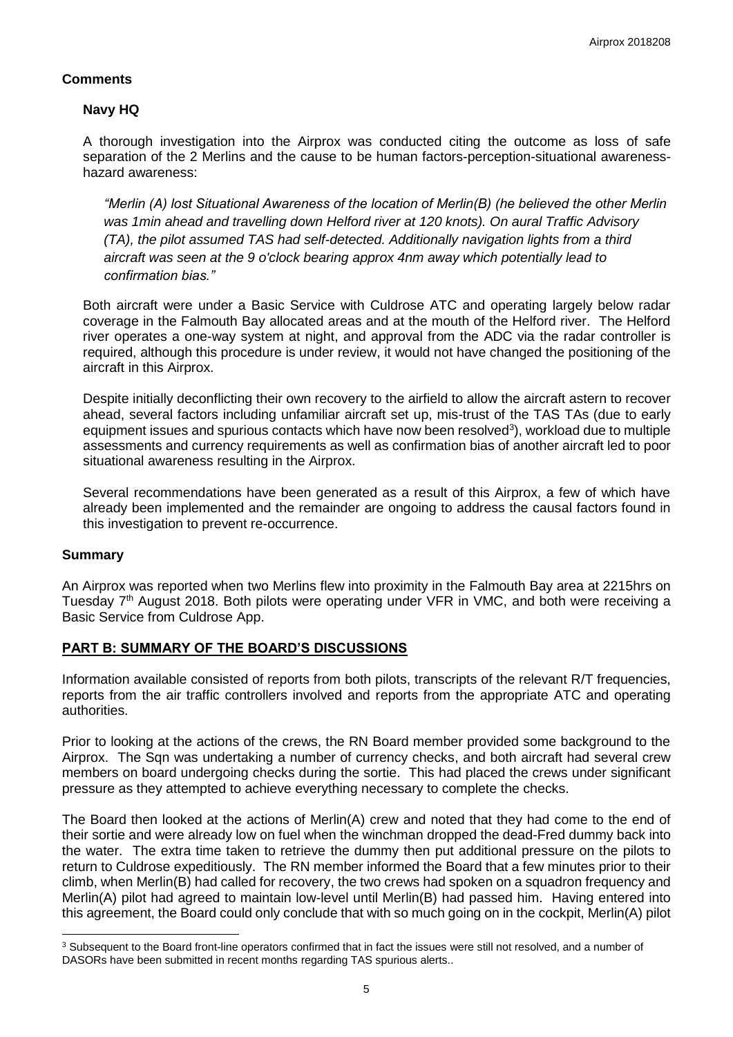## Comments

### Navy HQ

A thorough investigation into the Airprox was conducted citing the outcome as loss of safe separation of the 2 Merlins and the cause to be human factors-perception-situational awareness-hazard awareness:

> *"Merlin (A) lost Situational Awareness of the location of Merlin(B) (he believed the other Merlin was 1min ahead and travelling down Helford river at 120 knots). On aural Traffic Advisory (TA), the pilot assumed TAS had self-detected. Additionally navigation lights from a third aircraft was seen at the 9 o'clock bearing approx 4nm away which potentially lead to confirmation bias."*

Both aircraft were under a Basic Service with Culdrose ATC and operating largely below radar coverage in the Falmouth Bay allocated areas and at the mouth of the Helford river. The Helford river operates a one-way system at night, and approval from the ADC via the radar controller is required, although this procedure is under review, it would not have changed the positioning of the aircraft in this Airprox.

Despite initially deconflicting their own recovery to the airfield to allow the aircraft astern to recover ahead, several factors including unfamiliar aircraft set up, mis-trust of the TAS TAs (due to early equipment issues and spurious contacts which have now been resolved[3]), workload due to multiple assessments and currency requirements as well as confirmation bias of another aircraft led to poor situational awareness resulting in the Airprox.

Several recommendations have been generated as a result of this Airprox, a few of which have already been implemented and the remainder are ongoing to address the causal factors found in this investigation to prevent re-occurrence.

## Summary

An Airprox was reported when two Merlins flew into proximity in the Falmouth Bay area at 2215hrs on Tuesday 7th August 2018. Both pilots were operating under VFR in VMC, and both were receiving a Basic Service from Culdrose App.

## PART B: SUMMARY OF THE BOARD'S DISCUSSIONS

Information available consisted of reports from both pilots, transcripts of the relevant R/T frequencies, reports from the air traffic controllers involved and reports from the appropriate ATC and operating authorities.

Prior to looking at the actions of the crews, the RN Board member provided some background to the Airprox. The Sqn was undertaking a number of currency checks, and both aircraft had several crew members on board undergoing checks during the sortie. This had placed the crews under significant pressure as they attempted to achieve everything necessary to complete the checks.

The Board then looked at the actions of Merlin(A) crew and noted that they had come to the end of their sortie and were already low on fuel when the winchman dropped the dead-Fred dummy back into the water. The extra time taken to retrieve the dummy then put additional pressure on the pilots to return to Culdrose expeditiously. The RN member informed the Board that a few minutes prior to their climb, when Merlin(B) had called for recovery, the two crews had spoken on a squadron frequency and Merlin(A) pilot had agreed to maintain low-level until Merlin(B) had passed him. Having entered into this agreement, the Board could only conclude that with so much going on in the cockpit, Merlin(A) pilot

---

[3] Subsequent to the Board front-line operators confirmed that in fact the issues were still not resolved, and a number of DASORs have been submitted in recent months regarding TAS spurious alerts..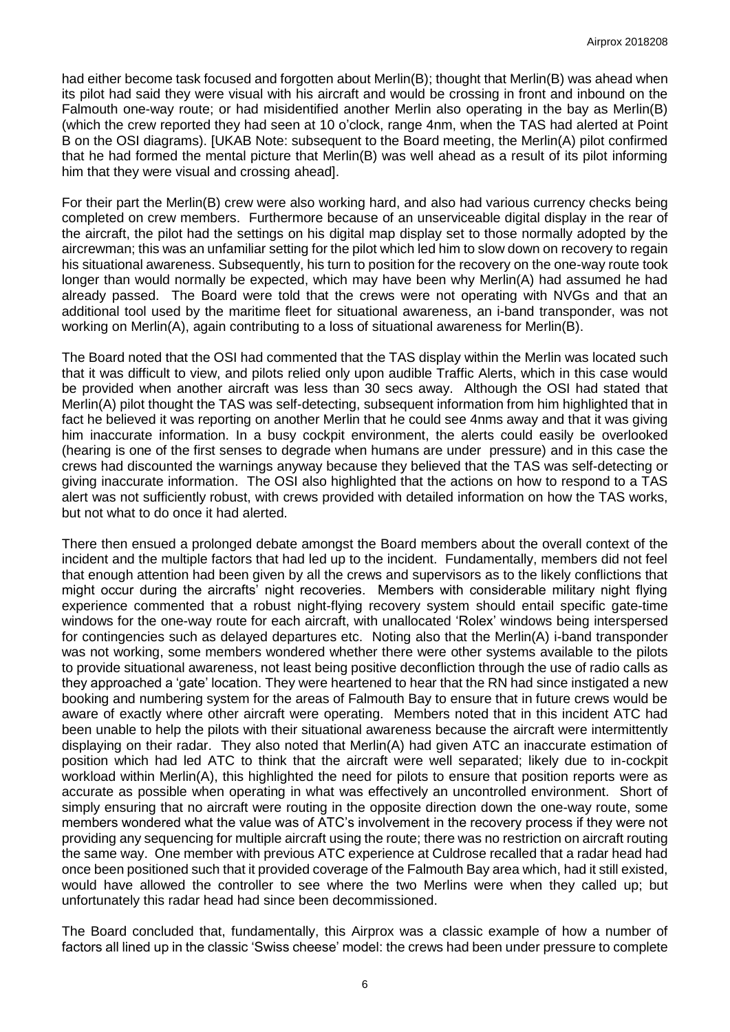had either become task focused and forgotten about Merlin(B); thought that Merlin(B) was ahead when its pilot had said they were visual with his aircraft and would be crossing in front and inbound on the Falmouth one-way route; or had misidentified another Merlin also operating in the bay as Merlin(B) (which the crew reported they had seen at 10 o'clock, range 4nm, when the TAS had alerted at Point B on the OSI diagrams). [UKAB Note: subsequent to the Board meeting, the Merlin(A) pilot confirmed that he had formed the mental picture that Merlin(B) was well ahead as a result of its pilot informing him that they were visual and crossing ahead].

For their part the Merlin(B) crew were also working hard, and also had various currency checks being completed on crew members. Furthermore because of an unserviceable digital display in the rear of the aircraft, the pilot had the settings on his digital map display set to those normally adopted by the aircrewman; this was an unfamiliar setting for the pilot which led him to slow down on recovery to regain his situational awareness. Subsequently, his turn to position for the recovery on the one-way route took longer than would normally be expected, which may have been why Merlin(A) had assumed he had already passed. The Board were told that the crews were not operating with NVGs and that an additional tool used by the maritime fleet for situational awareness, an i-band transponder, was not working on Merlin(A), again contributing to a loss of situational awareness for Merlin(B).

The Board noted that the OSI had commented that the TAS display within the Merlin was located such that it was difficult to view, and pilots relied only upon audible Traffic Alerts, which in this case would be provided when another aircraft was less than 30 secs away. Although the OSI had stated that Merlin(A) pilot thought the TAS was self-detecting, subsequent information from him highlighted that in fact he believed it was reporting on another Merlin that he could see 4nms away and that it was giving him inaccurate information. In a busy cockpit environment, the alerts could easily be overlooked (hearing is one of the first senses to degrade when humans are under pressure) and in this case the crews had discounted the warnings anyway because they believed that the TAS was self-detecting or giving inaccurate information. The OSI also highlighted that the actions on how to respond to a TAS alert was not sufficiently robust, with crews provided with detailed information on how the TAS works, but not what to do once it had alerted.

There then ensued a prolonged debate amongst the Board members about the overall context of the incident and the multiple factors that had led up to the incident. Fundamentally, members did not feel that enough attention had been given by all the crews and supervisors as to the likely conflictions that might occur during the aircrafts' night recoveries. Members with considerable military night flying experience commented that a robust night-flying recovery system should entail specific gate-time windows for the one-way route for each aircraft, with unallocated 'Rolex' windows being interspersed for contingencies such as delayed departures etc. Noting also that the Merlin(A) i-band transponder was not working, some members wondered whether there were other systems available to the pilots to provide situational awareness, not least being positive deconfliction through the use of radio calls as they approached a 'gate' location. They were heartened to hear that the RN had since instigated a new booking and numbering system for the areas of Falmouth Bay to ensure that in future crews would be aware of exactly where other aircraft were operating. Members noted that in this incident ATC had been unable to help the pilots with their situational awareness because the aircraft were intermittently displaying on their radar. They also noted that Merlin(A) had given ATC an inaccurate estimation of position which had led ATC to think that the aircraft were well separated; likely due to in-cockpit workload within Merlin(A), this highlighted the need for pilots to ensure that position reports were as accurate as possible when operating in what was effectively an uncontrolled environment. Short of simply ensuring that no aircraft were routing in the opposite direction down the one-way route, some members wondered what the value was of ATC's involvement in the recovery process if they were not providing any sequencing for multiple aircraft using the route; there was no restriction on aircraft routing the same way. One member with previous ATC experience at Culdrose recalled that a radar head had once been positioned such that it provided coverage of the Falmouth Bay area which, had it still existed, would have allowed the controller to see where the two Merlins were when they called up; but unfortunately this radar head had since been decommissioned.

The Board concluded that, fundamentally, this Airprox was a classic example of how a number of factors all lined up in the classic 'Swiss cheese' model: the crews had been under pressure to complete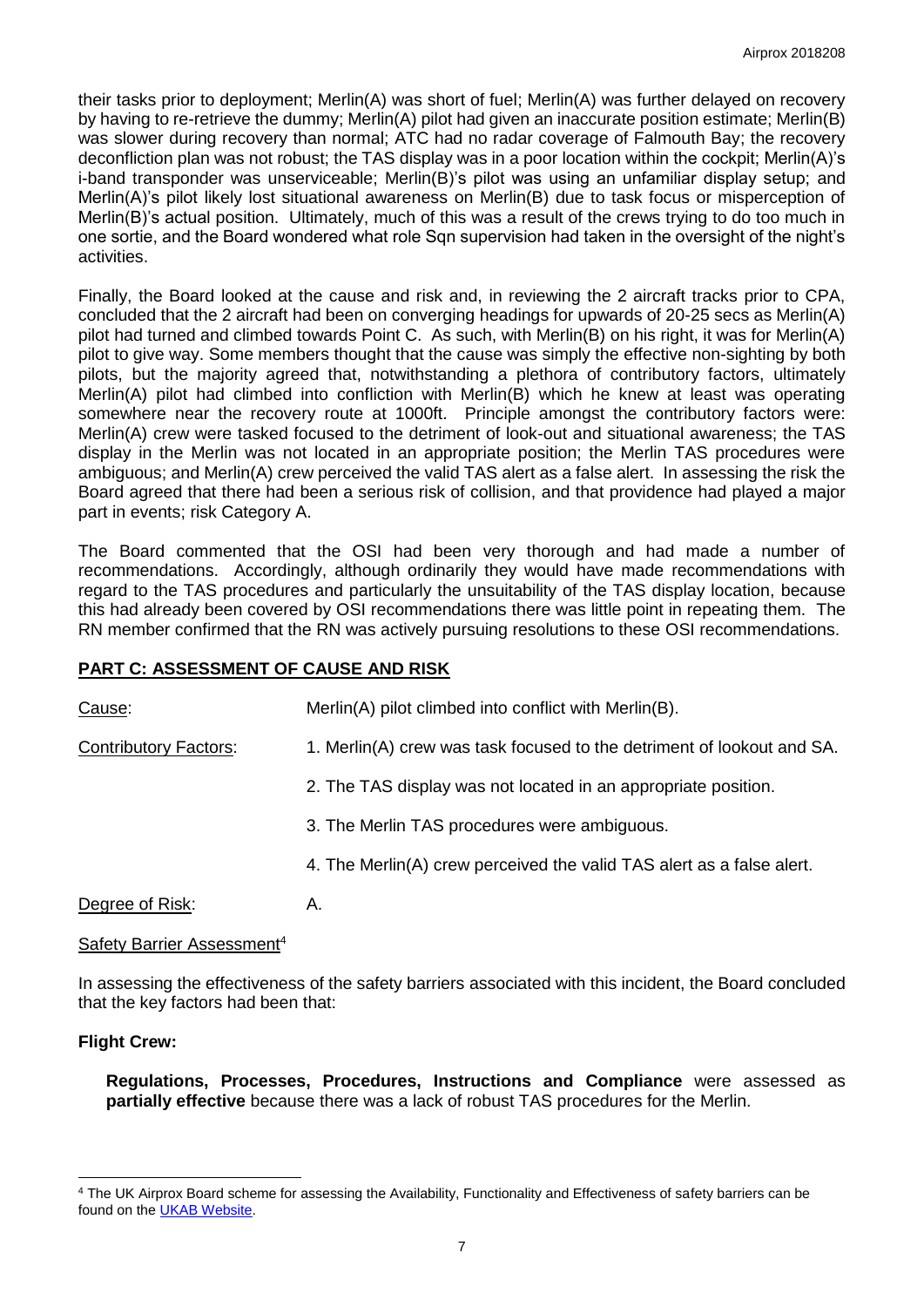their tasks prior to deployment; Merlin(A) was short of fuel; Merlin(A) was further delayed on recovery by having to re-retrieve the dummy; Merlin(A) pilot had given an inaccurate position estimate; Merlin(B) was slower during recovery than normal; ATC had no radar coverage of Falmouth Bay; the recovery deconfliction plan was not robust; the TAS display was in a poor location within the cockpit; Merlin(A)'s i-band transponder was unserviceable; Merlin(B)'s pilot was using an unfamiliar display setup; and Merlin(A)'s pilot likely lost situational awareness on Merlin(B) due to task focus or misperception of Merlin(B)'s actual position. Ultimately, much of this was a result of the crews trying to do too much in one sortie, and the Board wondered what role Sqn supervision had taken in the oversight of the night's activities.

Finally, the Board looked at the cause and risk and, in reviewing the 2 aircraft tracks prior to CPA, concluded that the 2 aircraft had been on converging headings for upwards of 20-25 secs as Merlin(A) pilot had turned and climbed towards Point C. As such, with Merlin(B) on his right, it was for Merlin(A) pilot to give way. Some members thought that the cause was simply the effective non-sighting by both pilots, but the majority agreed that, notwithstanding a plethora of contributory factors, ultimately Merlin(A) pilot had climbed into confliction with Merlin(B) which he knew at least was operating somewhere near the recovery route at 1000ft. Principle amongst the contributory factors were: Merlin(A) crew were tasked focused to the detriment of look-out and situational awareness; the TAS display in the Merlin was not located in an appropriate position; the Merlin TAS procedures were ambiguous; and Merlin(A) crew perceived the valid TAS alert as a false alert. In assessing the risk the Board agreed that there had been a serious risk of collision, and that providence had played a major part in events; risk Category A.

The Board commented that the OSI had been very thorough and had made a number of recommendations. Accordingly, although ordinarily they would have made recommendations with regard to the TAS procedures and particularly the unsuitability of the TAS display location, because this had already been covered by OSI recommendations there was little point in repeating them. The RN member confirmed that the RN was actively pursuing resolutions to these OSI recommendations.

## PART C: ASSESSMENT OF CAUSE AND RISK

Cause: Merlin(A) pilot climbed into conflict with Merlin(B).

Contributory Factors:

1. Merlin(A) crew was task focused to the detriment of lookout and SA.
2. The TAS display was not located in an appropriate position.
3. The Merlin TAS procedures were ambiguous.
4. The Merlin(A) crew perceived the valid TAS alert as a false alert.

Degree of Risk: A.

Safety Barrier Assessment[4]

In assessing the effectiveness of the safety barriers associated with this incident, the Board concluded that the key factors had been that:

**Flight Crew:**

**Regulations, Processes, Procedures, Instructions and Compliance** were assessed as **partially effective** because there was a lack of robust TAS procedures for the Merlin.

[4] The UK Airprox Board scheme for assessing the Availability, Functionality and Effectiveness of safety barriers can be found on the UKAB Website.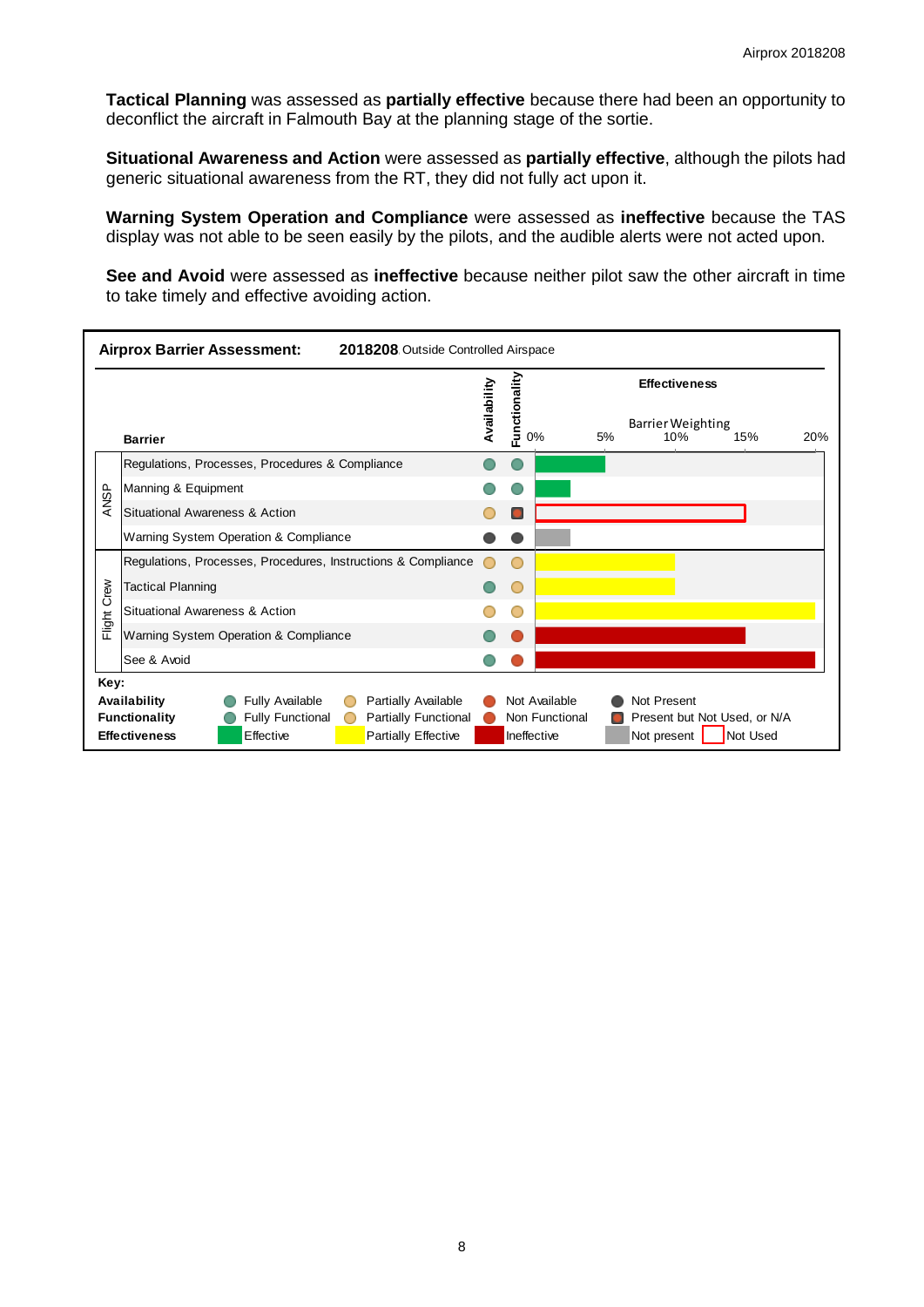**Tactical Planning** was assessed as **partially effective** because there had been an opportunity to deconflict the aircraft in Falmouth Bay at the planning stage of the sortie.

**Situational Awareness and Action** were assessed as **partially effective**, although the pilots had generic situational awareness from the RT, they did not fully act upon it.

**Warning System Operation and Compliance** were assessed as **ineffective** because the TAS display was not able to be seen easily by the pilots, and the audible alerts were not acted upon.

**See and Avoid** were assessed as **ineffective** because neither pilot saw the other aircraft in time to take timely and effective avoiding action.

**Airprox Barrier Assessment:** **2018208** Outside Controlled Airspace

Effectiveness

Barrier Weighting

0% 5% 10% 15% 20%

Barrier | Availability | Functionality

ANSP
- Regulations, Processes, Procedures & Compliance
- Manning & Equipment
- Situational Awareness & Action
- Warning System Operation & Compliance

Flight Crew
- Regulations, Processes, Procedures, Instructions & Compliance
- Tactical Planning
- Situational Awareness & Action
- Warning System Operation & Compliance
- See & Avoid

**Key:**

**Availability**: Fully Available, Partially Available, Not Available, Not Present

**Functionality**: Fully Functional, Partially Functional, Non Functional, Present but Not Used, or N/A

**Effectiveness**: Effective, Partially Effective, Ineffective, Not present, Not Used